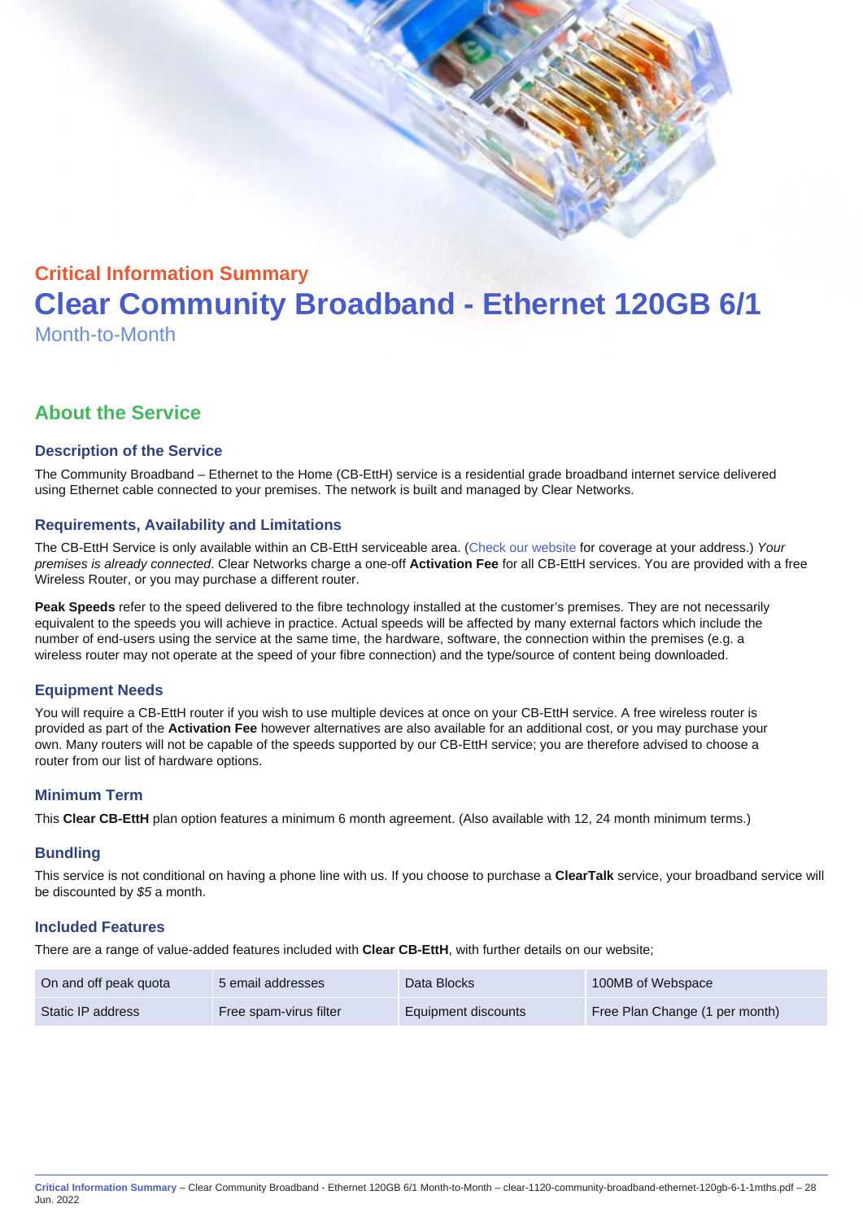## Critical Information Summary

# Clear Community Broadband - Ethernet 120GB 6/1

Month-to-Month

## About the Service

### Description of the Service

The Community Broadband – Ethernet to the Home (CB-EttH) service is a residential grade broadband internet service delivered using Ethernet cable connected to your premises. The network is built and managed by Clear Networks.

### Requirements, Availability and Limitations

The CB-EttH Service is only available within an CB-EttH serviceable area. (Check our website for coverage at your address.) *Your premises is already connected*. Clear Networks charge a one-off **Activation Fee** for all CB-EttH services. You are provided with a free Wireless Router, or you may purchase a different router.

**Peak Speeds** refer to the speed delivered to the fibre technology installed at the customer's premises. They are not necessarily equivalent to the speeds you will achieve in practice. Actual speeds will be affected by many external factors which include the number of end-users using the service at the same time, the hardware, software, the connection within the premises (e.g. a wireless router may not operate at the speed of your fibre connection) and the type/source of content being downloaded.

### Equipment Needs

You will require a CB-EttH router if you wish to use multiple devices at once on your CB-EttH service. A free wireless router is provided as part of the **Activation Fee** however alternatives are also available for an additional cost, or you may purchase your own. Many routers will not be capable of the speeds supported by our CB-EttH service; you are therefore advised to choose a router from our list of hardware options.

### Minimum Term

This **Clear CB-EttH** plan option features a minimum 6 month agreement. (Also available with 12, 24 month minimum terms.)

### Bundling

This service is not conditional on having a phone line with us. If you choose to purchase a **ClearTalk** service, your broadband service will be discounted by *$5* a month.

### Included Features

There are a range of value-added features included with **Clear CB-EttH**, with further details on our website;

| | | | |
|---|---|---|---|
| On and off peak quota | 5 email addresses | Data Blocks | 100MB of Webspace |
| Static IP address | Free spam-virus filter | Equipment discounts | Free Plan Change (1 per month) |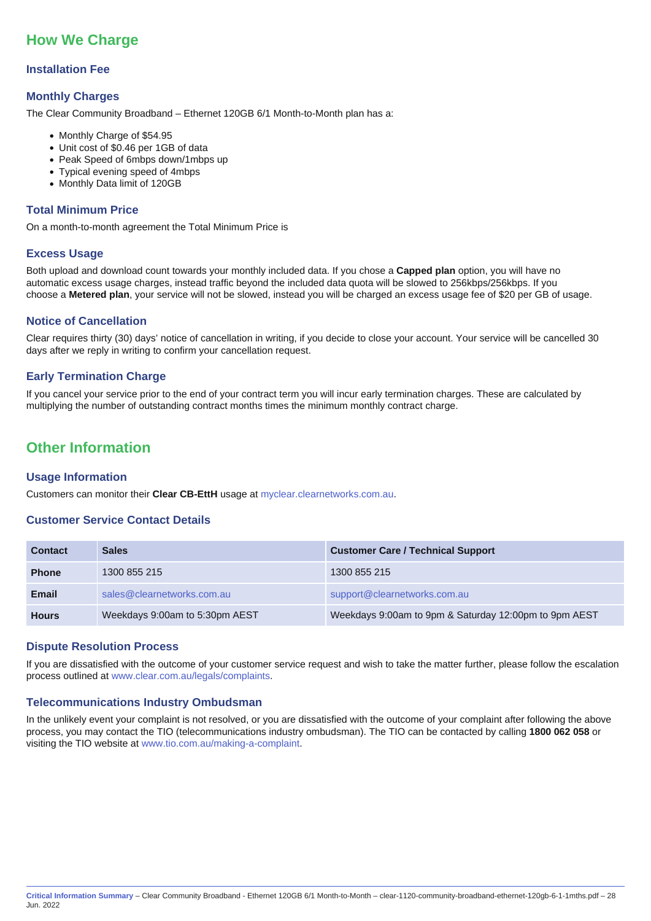## How We Charge

### Installation Fee

### Monthly Charges

The Clear Community Broadband – Ethernet 120GB 6/1 Month-to-Month plan has a:

- Monthly Charge of $54.95
- Unit cost of $0.46 per 1GB of data
- Peak Speed of 6mbps down/1mbps up
- Typical evening speed of 4mbps
- Monthly Data limit of 120GB

### Total Minimum Price

On a month-to-month agreement the Total Minimum Price is

### Excess Usage

Both upload and download count towards your monthly included data. If you chose a **Capped plan** option, you will have no automatic excess usage charges, instead traffic beyond the included data quota will be slowed to 256kbps/256kbps. If you choose a **Metered plan**, your service will not be slowed, instead you will be charged an excess usage fee of $20 per GB of usage.

### Notice of Cancellation

Clear requires thirty (30) days' notice of cancellation in writing, if you decide to close your account. Your service will be cancelled 30 days after we reply in writing to confirm your cancellation request.

### Early Termination Charge

If you cancel your service prior to the end of your contract term you will incur early termination charges. These are calculated by multiplying the number of outstanding contract months times the minimum monthly contract charge.

## Other Information

### Usage Information

Customers can monitor their **Clear CB-EttH** usage at myclear.clearnetworks.com.au.

### Customer Service Contact Details

| Contact | Sales | Customer Care / Technical Support |
|---|---|---|
| **Phone** | 1300 855 215 | 1300 855 215 |
| **Email** | sales@clearnetworks.com.au | support@clearnetworks.com.au |
| **Hours** | Weekdays 9:00am to 5:30pm AEST | Weekdays 9:00am to 9pm & Saturday 12:00pm to 9pm AEST |

### Dispute Resolution Process

If you are dissatisfied with the outcome of your customer service request and wish to take the matter further, please follow the escalation process outlined at www.clear.com.au/legals/complaints.

### Telecommunications Industry Ombudsman

In the unlikely event your complaint is not resolved, or you are dissatisfied with the outcome of your complaint after following the above process, you may contact the TIO (telecommunications industry ombudsman). The TIO can be contacted by calling **1800 062 058** or visiting the TIO website at www.tio.com.au/making-a-complaint.